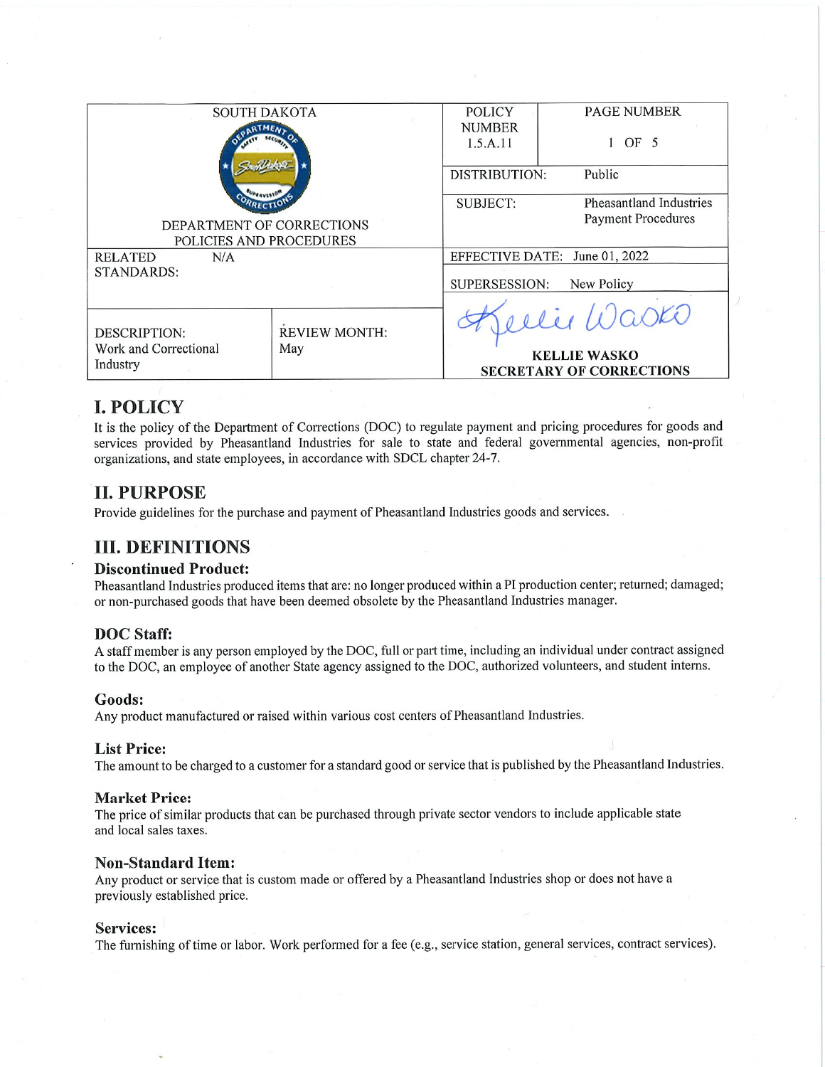| SOUTH DAKOTA<br><br>DEPARTMENT OF CORRECTIONS<br>POLICIES AND PROCEDURES | | POLICY NUMBER<br>1.5.A.11 | PAGE NUMBER<br>1 OF 5 |
|---|---|---|---|
| | | DISTRIBUTION: | Public |
| | | SUBJECT: | Pheasantland Industries Payment Procedures |
| RELATED STANDARDS: N/A | | EFFECTIVE DATE: June 01, 2022 | |
| | | SUPERSESSION: New Policy | |
| DESCRIPTION:<br>Work and Correctional Industry | REVIEW MONTH:<br>May | Kellie Wasko<br>**KELLIE WASKO**<br>**SECRETARY OF CORRECTIONS** | |

# I. POLICY

It is the policy of the Department of Corrections (DOC) to regulate payment and pricing procedures for goods and services provided by Pheasantland Industries for sale to state and federal governmental agencies, non-profit organizations, and state employees, in accordance with SDCL chapter 24-7.

# II. PURPOSE

Provide guidelines for the purchase and payment of Pheasantland Industries goods and services.

# III. DEFINITIONS

### Discontinued Product:

Pheasantland Industries produced items that are: no longer produced within a PI production center; returned; damaged; or non-purchased goods that have been deemed obsolete by the Pheasantland Industries manager.

### DOC Staff:

A staff member is any person employed by the DOC, full or part time, including an individual under contract assigned to the DOC, an employee of another State agency assigned to the DOC, authorized volunteers, and student interns.

### Goods:

Any product manufactured or raised within various cost centers of Pheasantland Industries.

### List Price:

The amount to be charged to a customer for a standard good or service that is published by the Pheasantland Industries.

### Market Price:

The price of similar products that can be purchased through private sector vendors to include applicable state and local sales taxes.

### Non-Standard Item:

Any product or service that is custom made or offered by a Pheasantland Industries shop or does not have a previously established price.

### Services:

The furnishing of time or labor. Work performed for a fee (e.g., service station, general services, contract services).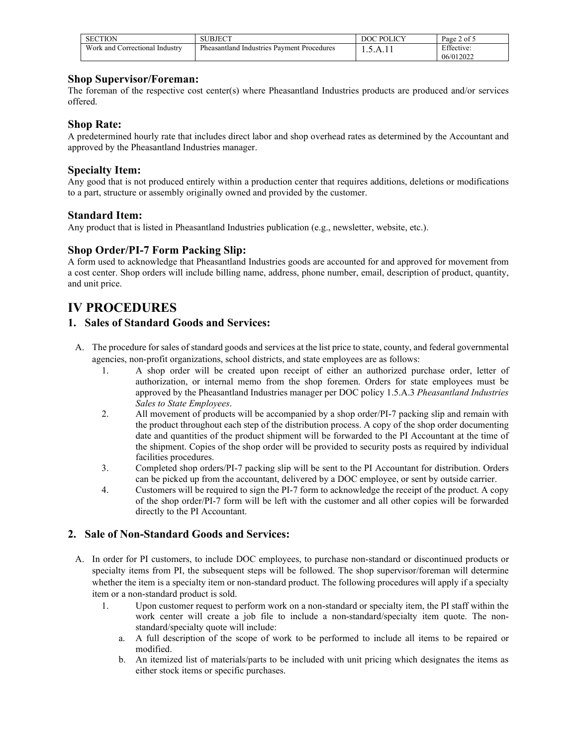### Shop Supervisor/Foreman:

The foreman of the respective cost center(s) where Pheasantland Industries products are produced and/or services offered.

### Shop Rate:

A predetermined hourly rate that includes direct labor and shop overhead rates as determined by the Accountant and approved by the Pheasantland Industries manager.

### Specialty Item:

Any good that is not produced entirely within a production center that requires additions, deletions or modifications to a part, structure or assembly originally owned and provided by the customer.

### Standard Item:

Any product that is listed in Pheasantland Industries publication (e.g., newsletter, website, etc.).

### Shop Order/PI-7 Form Packing Slip:

A form used to acknowledge that Pheasantland Industries goods are accounted for and approved for movement from a cost center. Shop orders will include billing name, address, phone number, email, description of product, quantity, and unit price.

# IV PROCEDURES

## 1. Sales of Standard Goods and Services:

A. The procedure for sales of standard goods and services at the list price to state, county, and federal governmental agencies, non-profit organizations, school districts, and state employees are as follows:

1. A shop order will be created upon receipt of either an authorized purchase order, letter of authorization, or internal memo from the shop foremen. Orders for state employees must be approved by the Pheasantland Industries manager per DOC policy 1.5.A.3 *Pheasantland Industries Sales to State Employees*.
2. All movement of products will be accompanied by a shop order/PI-7 packing slip and remain with the product throughout each step of the distribution process. A copy of the shop order documenting date and quantities of the product shipment will be forwarded to the PI Accountant at the time of the shipment. Copies of the shop order will be provided to security posts as required by individual facilities procedures.
3. Completed shop orders/PI-7 packing slip will be sent to the PI Accountant for distribution. Orders can be picked up from the accountant, delivered by a DOC employee, or sent by outside carrier.
4. Customers will be required to sign the PI-7 form to acknowledge the receipt of the product. A copy of the shop order/PI-7 form will be left with the customer and all other copies will be forwarded directly to the PI Accountant.

## 2. Sale of Non-Standard Goods and Services:

A. In order for PI customers, to include DOC employees, to purchase non-standard or discontinued products or specialty items from PI, the subsequent steps will be followed. The shop supervisor/foreman will determine whether the item is a specialty item or non-standard product. The following procedures will apply if a specialty item or a non-standard product is sold.

1. Upon customer request to perform work on a non-standard or specialty item, the PI staff within the work center will create a job file to include a non-standard/specialty item quote. The non-standard/specialty quote will include:
   a. A full description of the scope of work to be performed to include all items to be repaired or modified.
   b. An itemized list of materials/parts to be included with unit pricing which designates the items as either stock items or specific purchases.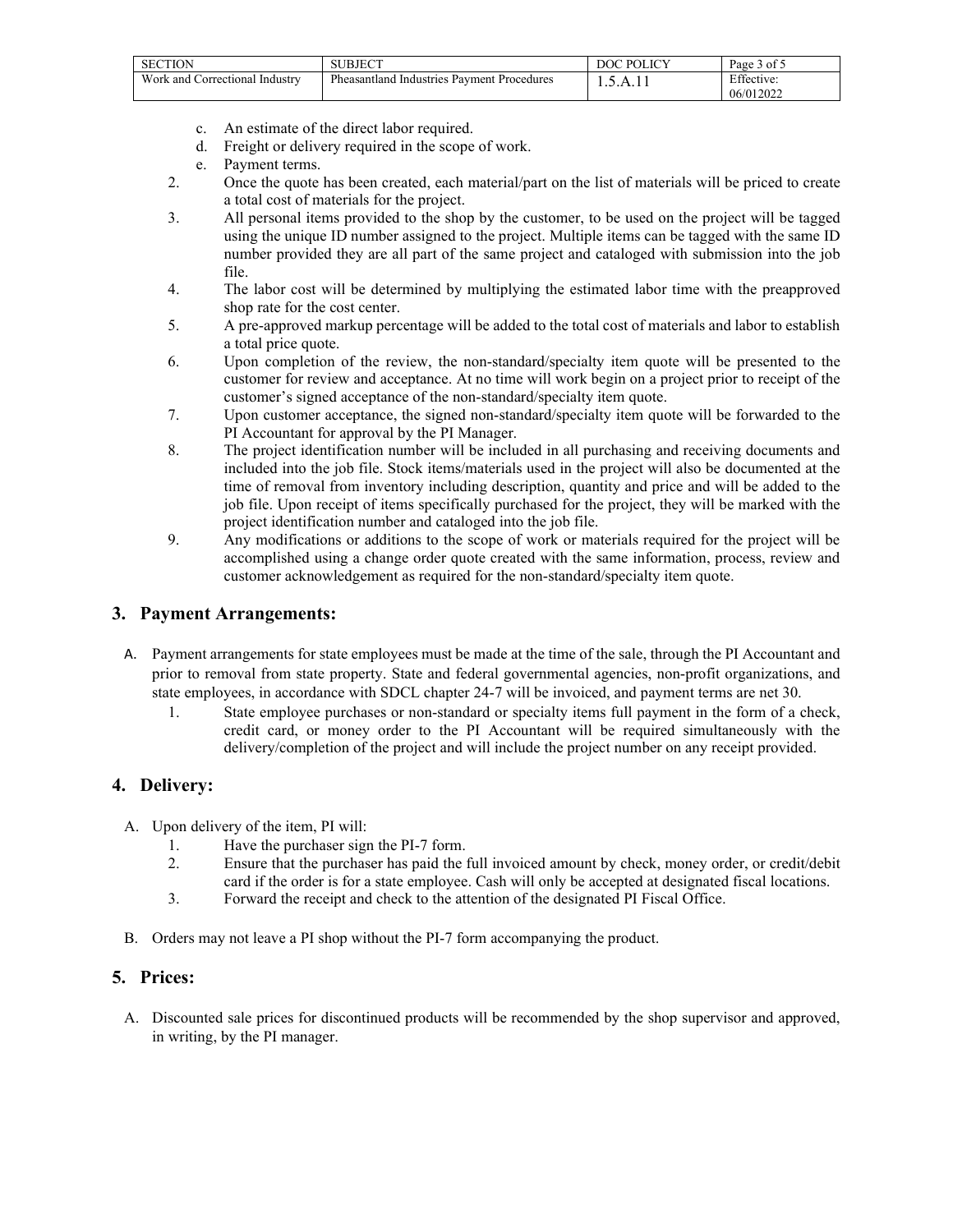c. An estimate of the direct labor required.
d. Freight or delivery required in the scope of work.
e. Payment terms.

2. Once the quote has been created, each material/part on the list of materials will be priced to create a total cost of materials for the project.
3. All personal items provided to the shop by the customer, to be used on the project will be tagged using the unique ID number assigned to the project. Multiple items can be tagged with the same ID number provided they are all part of the same project and cataloged with submission into the job file.
4. The labor cost will be determined by multiplying the estimated labor time with the preapproved shop rate for the cost center.
5. A pre-approved markup percentage will be added to the total cost of materials and labor to establish a total price quote.
6. Upon completion of the review, the non-standard/specialty item quote will be presented to the customer for review and acceptance. At no time will work begin on a project prior to receipt of the customer's signed acceptance of the non-standard/specialty item quote.
7. Upon customer acceptance, the signed non-standard/specialty item quote will be forwarded to the PI Accountant for approval by the PI Manager.
8. The project identification number will be included in all purchasing and receiving documents and included into the job file. Stock items/materials used in the project will also be documented at the time of removal from inventory including description, quantity and price and will be added to the job file. Upon receipt of items specifically purchased for the project, they will be marked with the project identification number and cataloged into the job file.
9. Any modifications or additions to the scope of work or materials required for the project will be accomplished using a change order quote created with the same information, process, review and customer acknowledgement as required for the non-standard/specialty item quote.

## 3. Payment Arrangements:

A. Payment arrangements for state employees must be made at the time of the sale, through the PI Accountant and prior to removal from state property. State and federal governmental agencies, non-profit organizations, and state employees, in accordance with SDCL chapter 24-7 will be invoiced, and payment terms are net 30.

1. State employee purchases or non-standard or specialty items full payment in the form of a check, credit card, or money order to the PI Accountant will be required simultaneously with the delivery/completion of the project and will include the project number on any receipt provided.

## 4. Delivery:

A. Upon delivery of the item, PI will:

1. Have the purchaser sign the PI-7 form.
2. Ensure that the purchaser has paid the full invoiced amount by check, money order, or credit/debit card if the order is for a state employee. Cash will only be accepted at designated fiscal locations.
3. Forward the receipt and check to the attention of the designated PI Fiscal Office.

B. Orders may not leave a PI shop without the PI-7 form accompanying the product.

## 5. Prices:

A. Discounted sale prices for discontinued products will be recommended by the shop supervisor and approved, in writing, by the PI manager.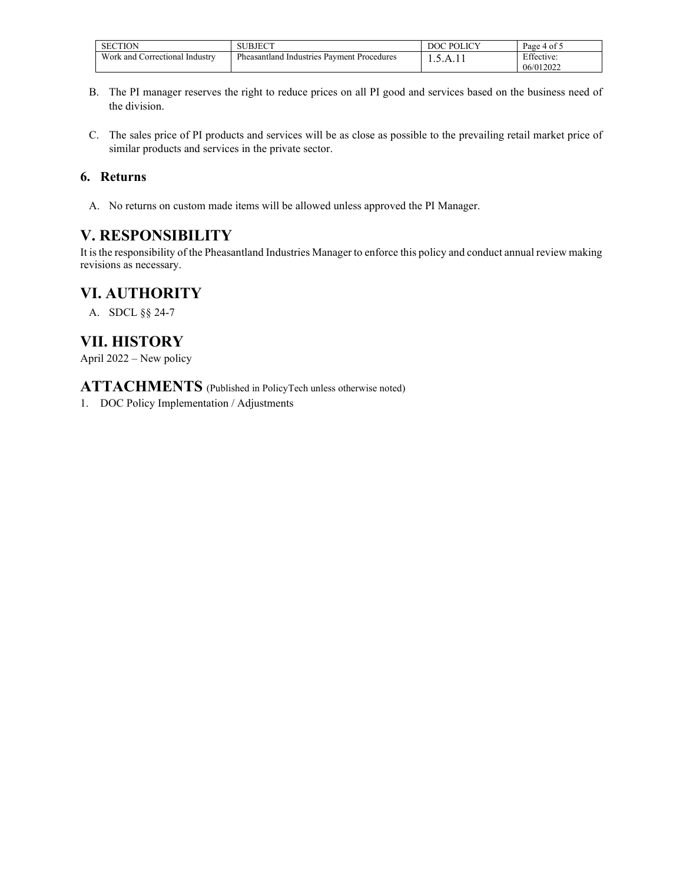B. The PI manager reserves the right to reduce prices on all PI good and services based on the business need of the division.

C. The sales price of PI products and services will be as close as possible to the prevailing retail market price of similar products and services in the private sector.

### 6. Returns

A. No returns on custom made items will be allowed unless approved the PI Manager.

## V. RESPONSIBILITY

It is the responsibility of the Pheasantland Industries Manager to enforce this policy and conduct annual review making revisions as necessary.

## VI. AUTHORITY

A. SDCL §§ 24-7

## VII. HISTORY

April 2022 – New policy

## ATTACHMENTS (Published in PolicyTech unless otherwise noted)

1. DOC Policy Implementation / Adjustments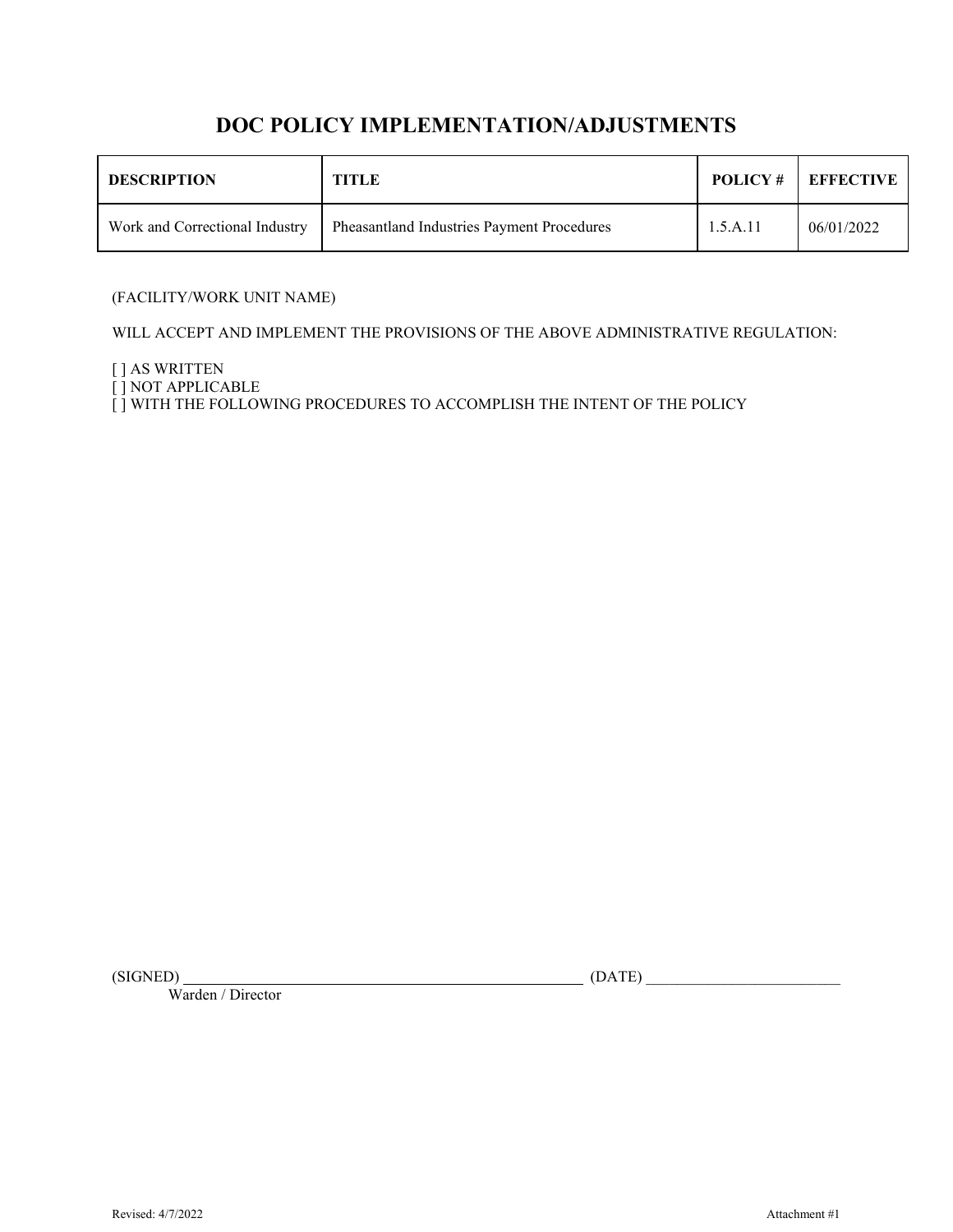# DOC POLICY IMPLEMENTATION/ADJUSTMENTS

| DESCRIPTION | TITLE | POLICY # | EFFECTIVE |
|---|---|---|---|
| Work and Correctional Industry | Pheasantland Industries Payment Procedures | 1.5.A.11 | 06/01/2022 |

(FACILITY/WORK UNIT NAME)

WILL ACCEPT AND IMPLEMENT THE PROVISIONS OF THE ABOVE ADMINISTRATIVE REGULATION:

[ ] AS WRITTEN
[ ] NOT APPLICABLE
[ ] WITH THE FOLLOWING PROCEDURES TO ACCOMPLISH THE INTENT OF THE POLICY

(SIGNED) ______________________________________________ (DATE) ________________________
Warden / Director

Revised: 4/7/2022

Attachment #1